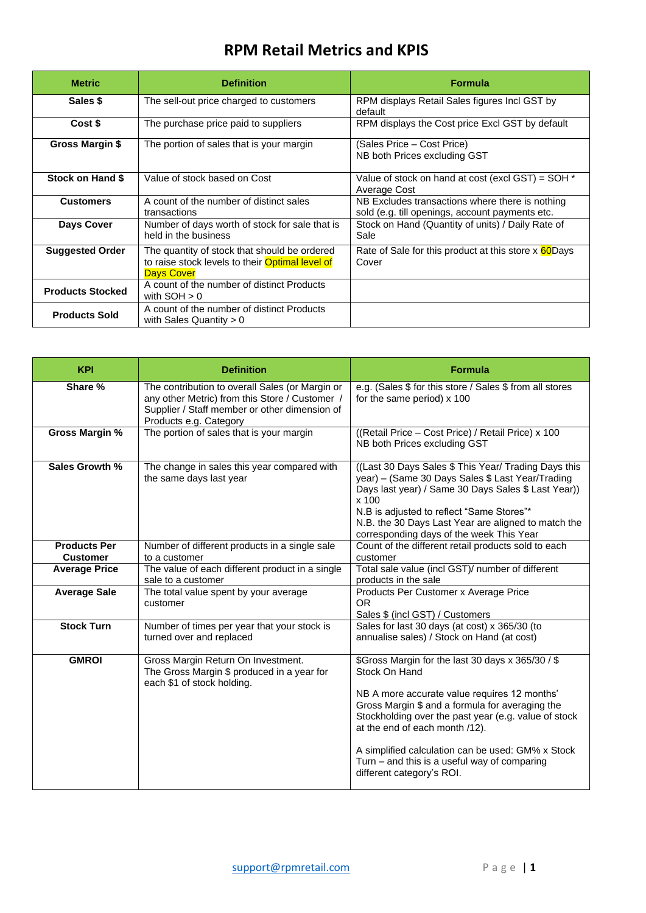# RPM Retail Metrics and KPIS

| Metric | Definition | Formula |
| --- | --- | --- |
| **Sales $** | The sell-out price charged to customers | RPM displays Retail Sales figures Incl GST by default |
| **Cost $** | The purchase price paid to suppliers | RPM displays the Cost price Excl GST by default |
| **Gross Margin $** | The portion of sales that is your margin | (Sales Price – Cost Price)<br>NB both Prices excluding GST |
| **Stock on Hand $** | Value of stock based on Cost | Value of stock on hand at cost (excl GST) = SOH * Average Cost |
| **Customers** | A count of the number of distinct sales transactions | NB Excludes transactions where there is nothing sold (e.g. till openings, account payments etc. |
| **Days Cover** | Number of days worth of stock for sale that is held in the business | Stock on Hand (Quantity of units) / Daily Rate of Sale |
| **Suggested Order** | The quantity of stock that should be ordered to raise stock levels to their Optimal level of Days Cover | Rate of Sale for this product at this store x 60Days Cover |
| **Products Stocked** | A count of the number of distinct Products with SOH > 0 | |
| **Products Sold** | A count of the number of distinct Products with Sales Quantity > 0 | |

| KPI | Definition | Formula |
| --- | --- | --- |
| **Share %** | The contribution to overall Sales (or Margin or any other Metric) from this Store / Customer / Supplier / Staff member or other dimension of Products e.g. Category | e.g. (Sales $ for this store / Sales $ from all stores for the same period) x 100 |
| **Gross Margin %** | The portion of sales that is your margin | ((Retail Price – Cost Price) / Retail Price) x 100<br>NB both Prices excluding GST |
| **Sales Growth %** | The change in sales this year compared with the same days last year | ((Last 30 Days Sales $ This Year/ Trading Days this year) – (Same 30 Days Sales $ Last Year/Trading Days last year) / Same 30 Days Sales $ Last Year)) x 100<br>N.B is adjusted to reflect "Same Stores"*<br>N.B. the 30 Days Last Year are aligned to match the corresponding days of the week This Year |
| **Products Per Customer** | Number of different products in a single sale to a customer | Count of the different retail products sold to each customer |
| **Average Price** | The value of each different product in a single sale to a customer | Total sale value (incl GST)/ number of different products in the sale |
| **Average Sale** | The total value spent by your average customer | Products Per Customer x Average Price<br>OR<br>Sales $ (incl GST) / Customers |
| **Stock Turn** | Number of times per year that your stock is turned over and replaced | Sales for last 30 days (at cost) x 365/30 (to annualise sales) / Stock on Hand (at cost) |
| **GMROI** | Gross Margin Return On Investment.<br>The Gross Margin $ produced in a year for each $1 of stock holding. | $Gross Margin for the last 30 days x 365/30 / $ Stock On Hand<br><br>NB A more accurate value requires 12 months' Gross Margin $ and a formula for averaging the Stockholding over the past year (e.g. value of stock at the end of each month /12).<br><br>A simplified calculation can be used: GM% x Stock Turn – and this is a useful way of comparing different category's ROI. |

support@rpmretail.com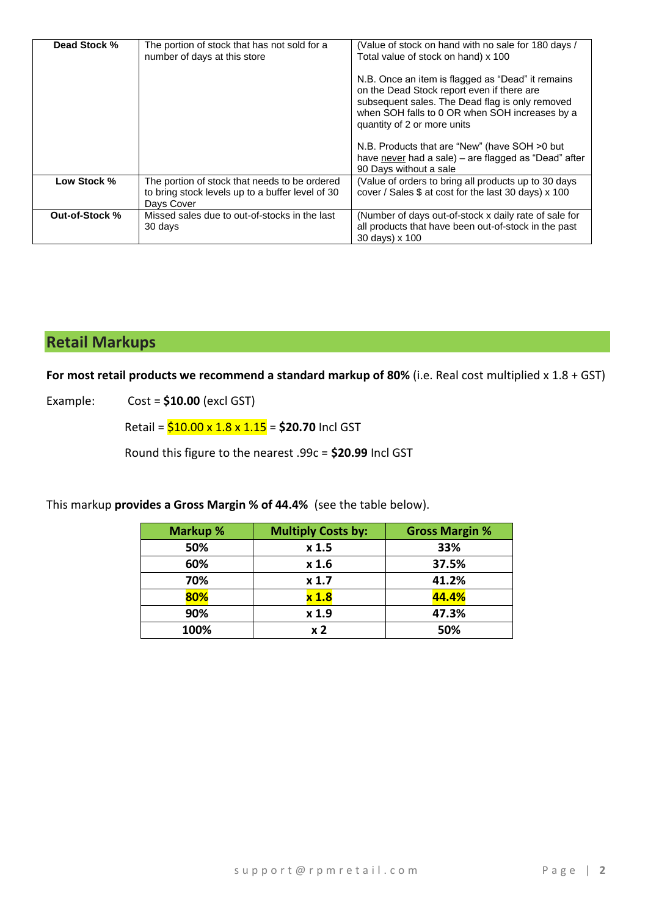| | | |
|---|---|---|
| **Dead Stock %** | The portion of stock that has not sold for a number of days at this store | (Value of stock on hand with no sale for 180 days / Total value of stock on hand) x 100<br><br>N.B. Once an item is flagged as "Dead" it remains on the Dead Stock report even if there are subsequent sales. The Dead flag is only removed when SOH falls to 0 OR when SOH increases by a quantity of 2 or more units<br><br>N.B. Products that are "New" (have SOH >0 but have never had a sale) – are flagged as "Dead" after 90 Days without a sale |
| **Low Stock %** | The portion of stock that needs to be ordered to bring stock levels up to a buffer level of 30 Days Cover | (Value of orders to bring all products up to 30 days cover / Sales $ at cost for the last 30 days) x 100 |
| **Out-of-Stock %** | Missed sales due to out-of-stocks in the last 30 days | (Number of days out-of-stock x daily rate of sale for all products that have been out-of-stock in the past 30 days) x 100 |

## Retail Markups

**For most retail products we recommend a standard markup of 80%** (i.e. Real cost multiplied x 1.8 + GST)

Example: Cost = **$10.00** (excl GST)

Retail = $10.00 x 1.8 x 1.15 = **$20.70** Incl GST

Round this figure to the nearest .99c = **$20.99** Incl GST

This markup **provides a Gross Margin % of 44.4%** (see the table below).

| Markup % | Multiply Costs by: | Gross Margin % |
|---|---|---|
| **50%** | **x 1.5** | **33%** |
| **60%** | **x 1.6** | **37.5%** |
| **70%** | **x 1.7** | **41.2%** |
| **80%** | **x 1.8** | **44.4%** |
| **90%** | **x 1.9** | **47.3%** |
| **100%** | **x 2** | **50%** |

support@rpmretail.com